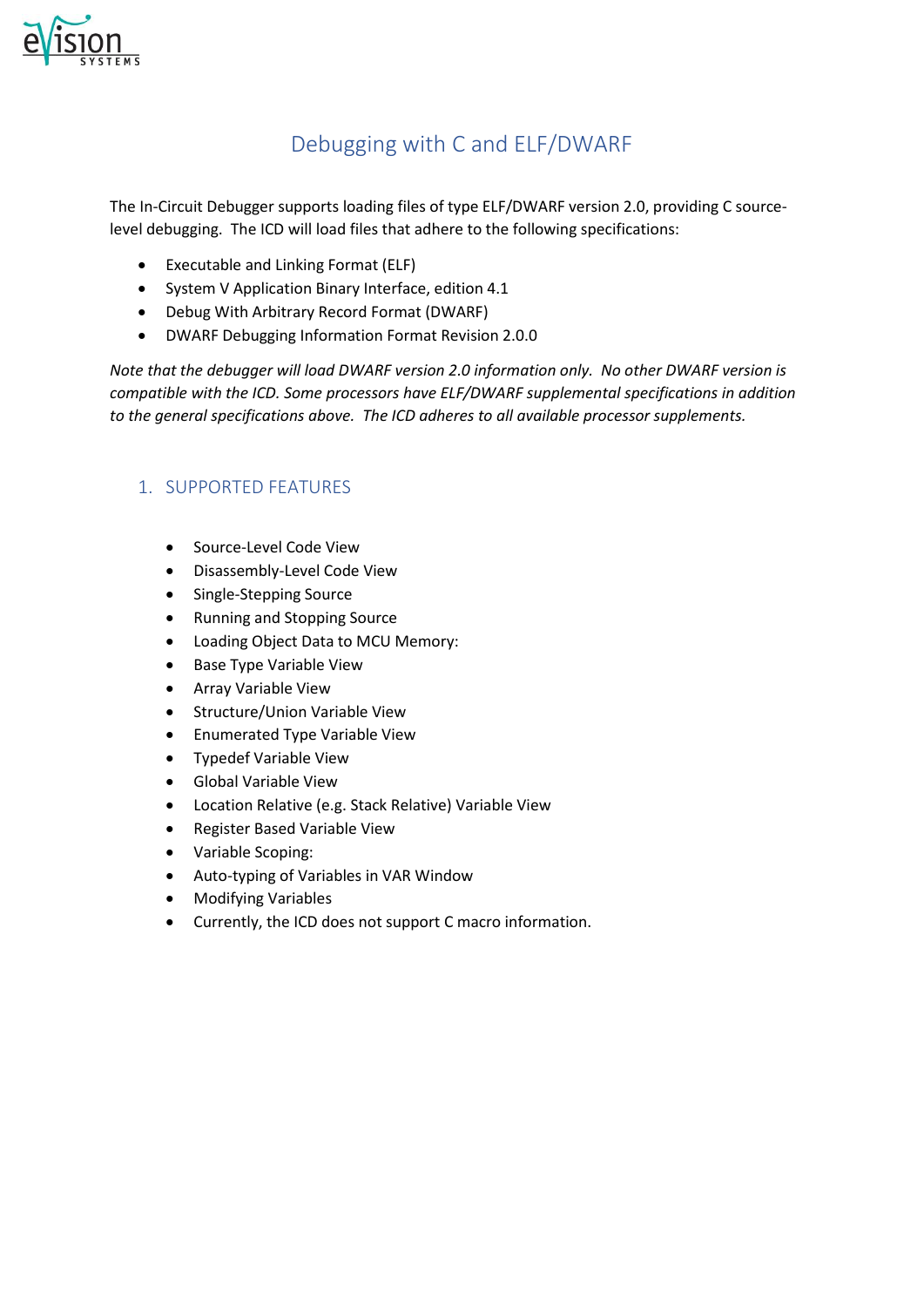# Debugging with C and ELF/DWARF

The In-Circuit Debugger supports loading files of type ELF/DWARF version 2.0, providing C source-level debugging. The ICD will load files that adhere to the following specifications:

- Executable and Linking Format (ELF)
- System V Application Binary Interface, edition 4.1
- Debug With Arbitrary Record Format (DWARF)
- DWARF Debugging Information Format Revision 2.0.0

*Note that the debugger will load DWARF version 2.0 information only. No other DWARF version is compatible with the ICD. Some processors have ELF/DWARF supplemental specifications in addition to the general specifications above. The ICD adheres to all available processor supplements.*

## 1. SUPPORTED FEATURES

- Source-Level Code View
- Disassembly-Level Code View
- Single-Stepping Source
- Running and Stopping Source
- Loading Object Data to MCU Memory:
- Base Type Variable View
- Array Variable View
- Structure/Union Variable View
- Enumerated Type Variable View
- Typedef Variable View
- Global Variable View
- Location Relative (e.g. Stack Relative) Variable View
- Register Based Variable View
- Variable Scoping:
- Auto-typing of Variables in VAR Window
- Modifying Variables
- Currently, the ICD does not support C macro information.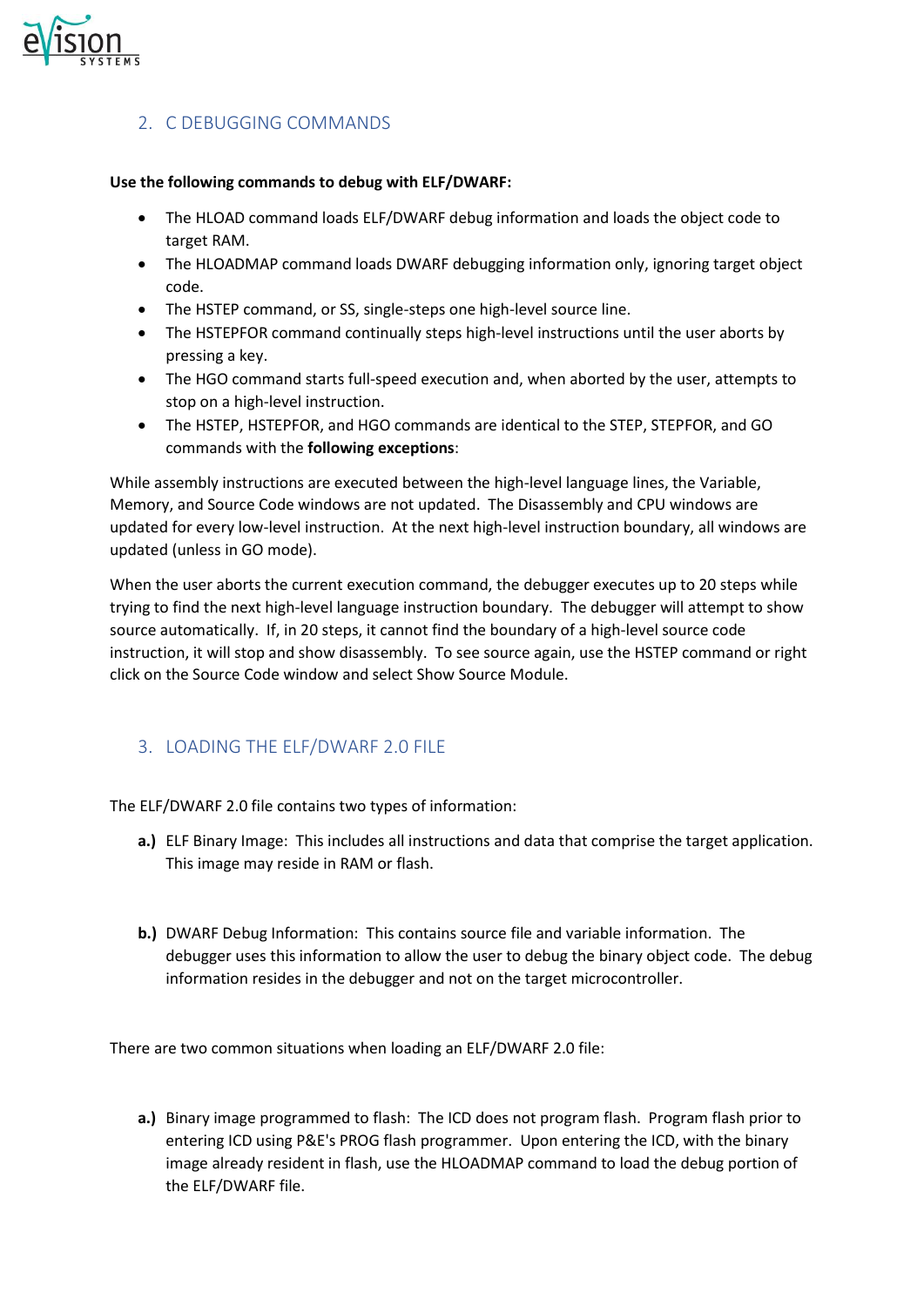## 2. C DEBUGGING COMMANDS

**Use the following commands to debug with ELF/DWARF:**

- The HLOAD command loads ELF/DWARF debug information and loads the object code to target RAM.
- The HLOADMAP command loads DWARF debugging information only, ignoring target object code.
- The HSTEP command, or SS, single-steps one high-level source line.
- The HSTEPFOR command continually steps high-level instructions until the user aborts by pressing a key.
- The HGO command starts full-speed execution and, when aborted by the user, attempts to stop on a high-level instruction.
- The HSTEP, HSTEPFOR, and HGO commands are identical to the STEP, STEPFOR, and GO commands with the **following exceptions**:

While assembly instructions are executed between the high-level language lines, the Variable, Memory, and Source Code windows are not updated. The Disassembly and CPU windows are updated for every low-level instruction. At the next high-level instruction boundary, all windows are updated (unless in GO mode).

When the user aborts the current execution command, the debugger executes up to 20 steps while trying to find the next high-level language instruction boundary. The debugger will attempt to show source automatically. If, in 20 steps, it cannot find the boundary of a high-level source code instruction, it will stop and show disassembly. To see source again, use the HSTEP command or right click on the Source Code window and select Show Source Module.

## 3. LOADING THE ELF/DWARF 2.0 FILE

The ELF/DWARF 2.0 file contains two types of information:

**a.)** ELF Binary Image: This includes all instructions and data that comprise the target application. This image may reside in RAM or flash.

**b.)** DWARF Debug Information: This contains source file and variable information. The debugger uses this information to allow the user to debug the binary object code. The debug information resides in the debugger and not on the target microcontroller.

There are two common situations when loading an ELF/DWARF 2.0 file:

**a.)** Binary image programmed to flash: The ICD does not program flash. Program flash prior to entering ICD using P&E's PROG flash programmer. Upon entering the ICD, with the binary image already resident in flash, use the HLOADMAP command to load the debug portion of the ELF/DWARF file.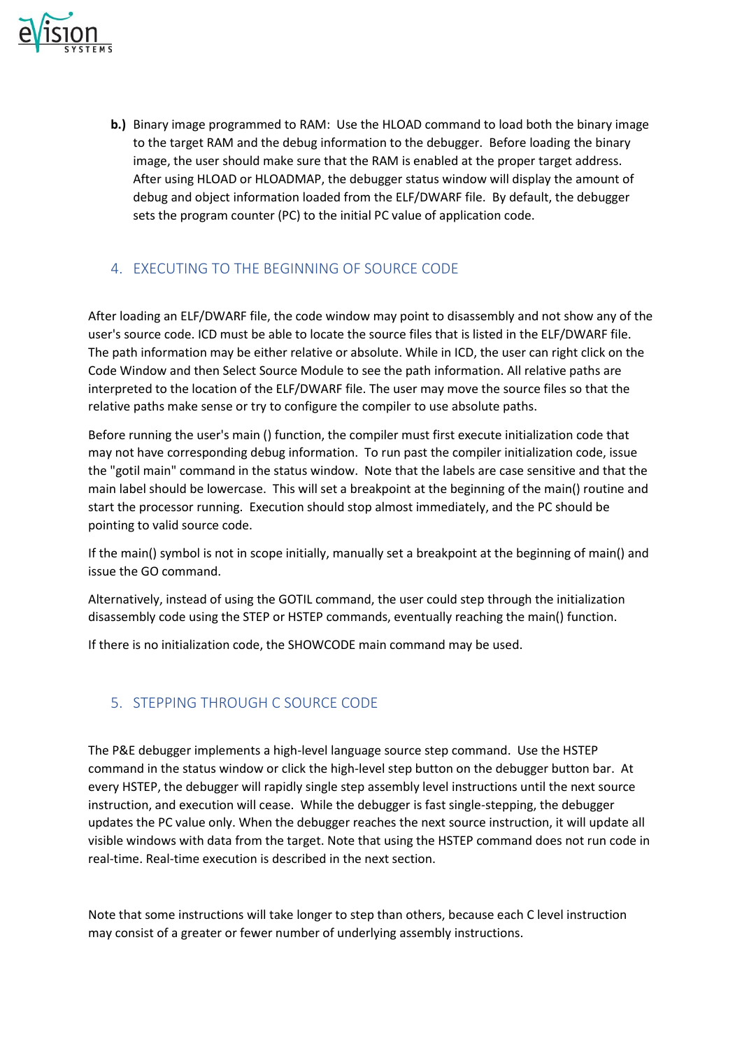**b.)** Binary image programmed to RAM: Use the HLOAD command to load both the binary image to the target RAM and the debug information to the debugger. Before loading the binary image, the user should make sure that the RAM is enabled at the proper target address. After using HLOAD or HLOADMAP, the debugger status window will display the amount of debug and object information loaded from the ELF/DWARF file. By default, the debugger sets the program counter (PC) to the initial PC value of application code.

## 4. EXECUTING TO THE BEGINNING OF SOURCE CODE

After loading an ELF/DWARF file, the code window may point to disassembly and not show any of the user's source code. ICD must be able to locate the source files that is listed in the ELF/DWARF file. The path information may be either relative or absolute. While in ICD, the user can right click on the Code Window and then Select Source Module to see the path information. All relative paths are interpreted to the location of the ELF/DWARF file. The user may move the source files so that the relative paths make sense or try to configure the compiler to use absolute paths.

Before running the user's main () function, the compiler must first execute initialization code that may not have corresponding debug information. To run past the compiler initialization code, issue the "gotil main" command in the status window. Note that the labels are case sensitive and that the main label should be lowercase. This will set a breakpoint at the beginning of the main() routine and start the processor running. Execution should stop almost immediately, and the PC should be pointing to valid source code.

If the main() symbol is not in scope initially, manually set a breakpoint at the beginning of main() and issue the GO command.

Alternatively, instead of using the GOTIL command, the user could step through the initialization disassembly code using the STEP or HSTEP commands, eventually reaching the main() function.

If there is no initialization code, the SHOWCODE main command may be used.

## 5. STEPPING THROUGH C SOURCE CODE

The P&E debugger implements a high-level language source step command. Use the HSTEP command in the status window or click the high-level step button on the debugger button bar. At every HSTEP, the debugger will rapidly single step assembly level instructions until the next source instruction, and execution will cease. While the debugger is fast single-stepping, the debugger updates the PC value only. When the debugger reaches the next source instruction, it will update all visible windows with data from the target. Note that using the HSTEP command does not run code in real-time. Real-time execution is described in the next section.

Note that some instructions will take longer to step than others, because each C level instruction may consist of a greater or fewer number of underlying assembly instructions.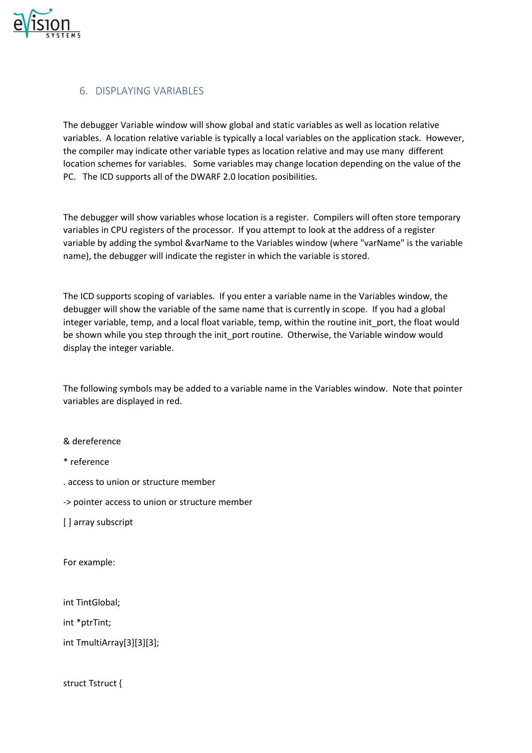## 6. DISPLAYING VARIABLES

The debugger Variable window will show global and static variables as well as location relative variables. A location relative variable is typically a local variables on the application stack. However, the compiler may indicate other variable types as location relative and may use many different location schemes for variables. Some variables may change location depending on the value of the PC. The ICD supports all of the DWARF 2.0 location posibilities.

The debugger will show variables whose location is a register. Compilers will often store temporary variables in CPU registers of the processor. If you attempt to look at the address of a register variable by adding the symbol &varName to the Variables window (where "varName" is the variable name), the debugger will indicate the register in which the variable is stored.

The ICD supports scoping of variables. If you enter a variable name in the Variables window, the debugger will show the variable of the same name that is currently in scope. If you had a global integer variable, temp, and a local float variable, temp, within the routine init_port, the float would be shown while you step through the init_port routine. Otherwise, the Variable window would display the integer variable.

The following symbols may be added to a variable name in the Variables window. Note that pointer variables are displayed in red.

& dereference

* reference

. access to union or structure member

-> pointer access to union or structure member

[ ] array subscript

For example:

```
int TintGlobal;

int *ptrTint;

int TmultiArray[3][3][3];


struct Tstruct {
```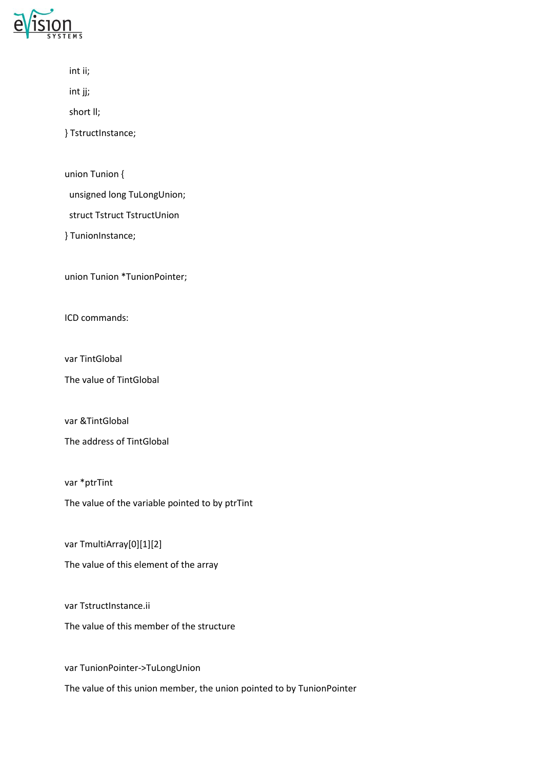```
  int ii;
  int jj;
  short ll;
} TstructInstance;

union Tunion {
  unsigned long TuLongUnion;
  struct Tstruct TstructUnion
} TunionInstance;

union Tunion *TunionPointer;
```

ICD commands:

var TintGlobal

The value of TintGlobal

var &TintGlobal

The address of TintGlobal

var *ptrTint

The value of the variable pointed to by ptrTint

var TmultiArray[0][1][2]

The value of this element of the array

var TstructInstance.ii

The value of this member of the structure

var TunionPointer->TuLongUnion

The value of this union member, the union pointed to by TunionPointer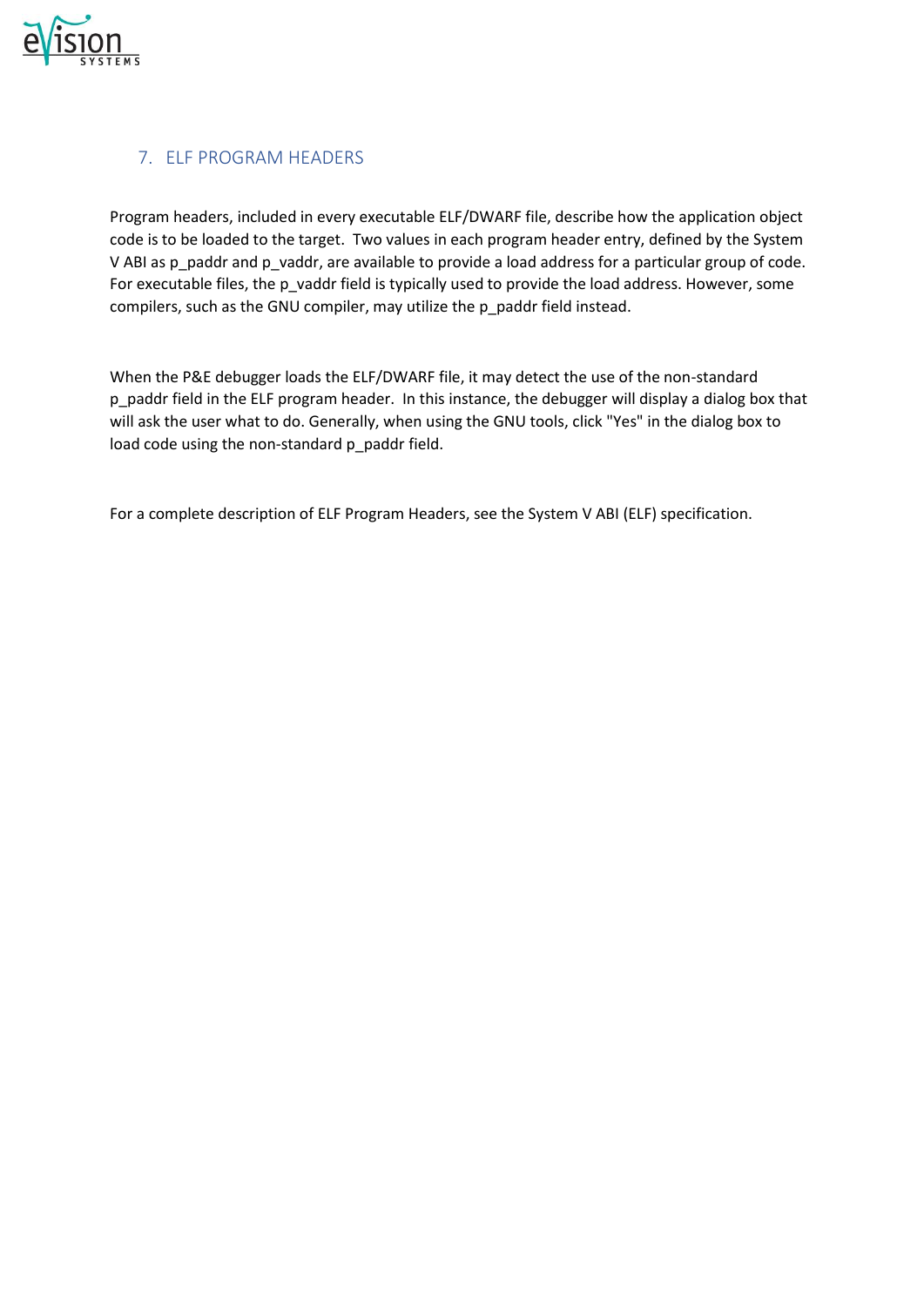## 7. ELF PROGRAM HEADERS

Program headers, included in every executable ELF/DWARF file, describe how the application object code is to be loaded to the target. Two values in each program header entry, defined by the System V ABI as p_paddr and p_vaddr, are available to provide a load address for a particular group of code. For executable files, the p_vaddr field is typically used to provide the load address. However, some compilers, such as the GNU compiler, may utilize the p_paddr field instead.

When the P&E debugger loads the ELF/DWARF file, it may detect the use of the non-standard p_paddr field in the ELF program header. In this instance, the debugger will display a dialog box that will ask the user what to do. Generally, when using the GNU tools, click "Yes" in the dialog box to load code using the non-standard p_paddr field.

For a complete description of ELF Program Headers, see the System V ABI (ELF) specification.